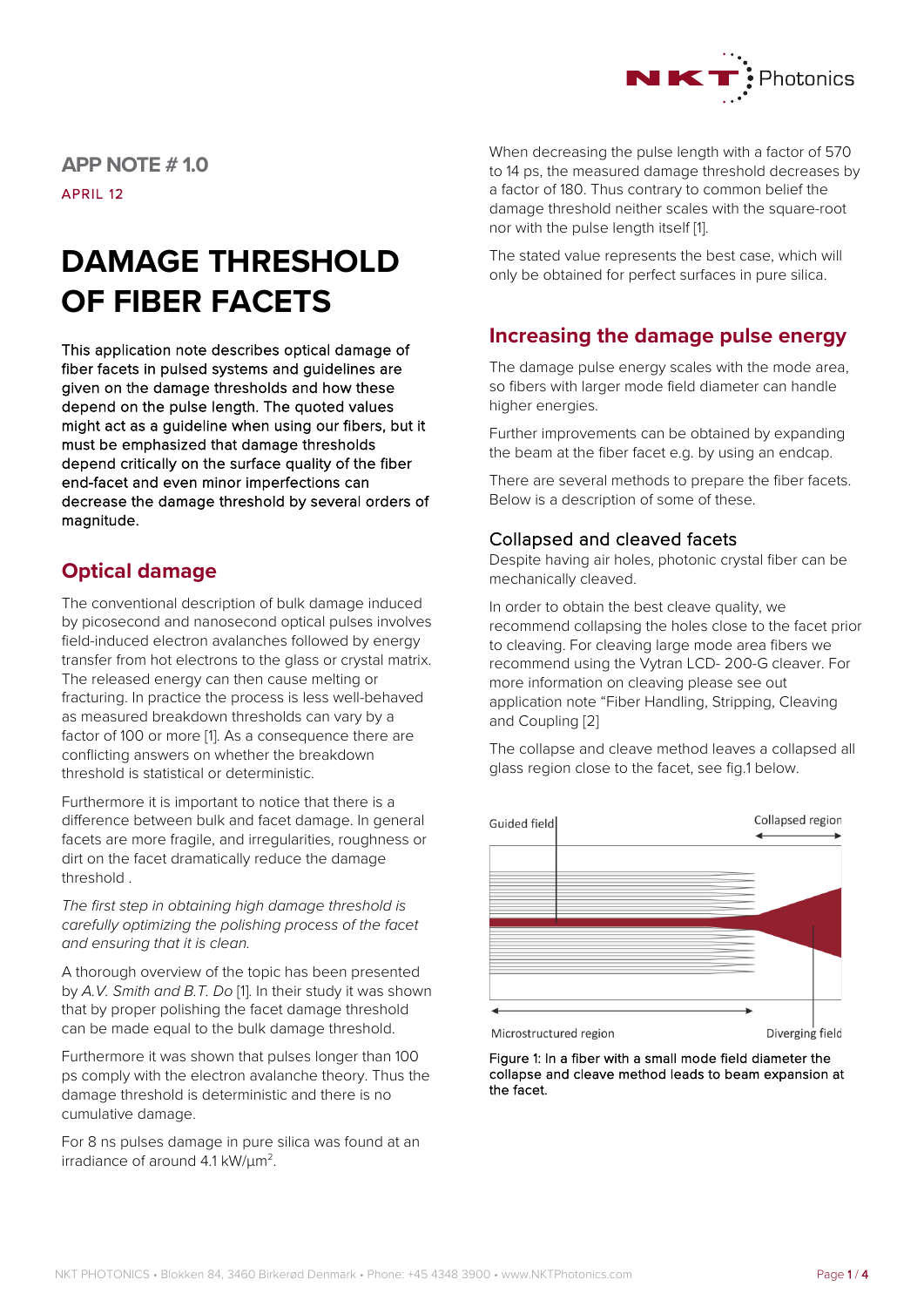APP NOTE # 1.0

APRIL 12

# DAMAGE THRESHOLD OF FIBER FACETS

This application note describes optical damage of fiber facets in pulsed systems and guidelines are given on the damage thresholds and how these depend on the pulse length. The quoted values might act as a guideline when using our fibers, but it must be emphasized that damage thresholds depend critically on the surface quality of the fiber end-facet and even minor imperfections can decrease the damage threshold by several orders of magnitude.

## Optical damage

The conventional description of bulk damage induced by picosecond and nanosecond optical pulses involves field-induced electron avalanches followed by energy transfer from hot electrons to the glass or crystal matrix. The released energy can then cause melting or fracturing. In practice the process is less well-behaved as measured breakdown thresholds can vary by a factor of 100 or more [1]. As a consequence there are conflicting answers on whether the breakdown threshold is statistical or deterministic.

Furthermore it is important to notice that there is a difference between bulk and facet damage. In general facets are more fragile, and irregularities, roughness or dirt on the facet dramatically reduce the damage threshold .

*The first step in obtaining high damage threshold is carefully optimizing the polishing process of the facet and ensuring that it is clean.*

A thorough overview of the topic has been presented by *A.V. Smith and B.T. Do* [1]. In their study it was shown that by proper polishing the facet damage threshold can be made equal to the bulk damage threshold.

Furthermore it was shown that pulses longer than 100 ps comply with the electron avalanche theory. Thus the damage threshold is deterministic and there is no cumulative damage.

For 8 ns pulses damage in pure silica was found at an irradiance of around 4.1 kW/$\mu m^2$.

When decreasing the pulse length with a factor of 570 to 14 ps, the measured damage threshold decreases by a factor of 180. Thus contrary to common belief the damage threshold neither scales with the square-root nor with the pulse length itself [1].

The stated value represents the best case, which will only be obtained for perfect surfaces in pure silica.

## Increasing the damage pulse energy

The damage pulse energy scales with the mode area, so fibers with larger mode field diameter can handle higher energies.

Further improvements can be obtained by expanding the beam at the fiber facet e.g. by using an endcap.

There are several methods to prepare the fiber facets. Below is a description of some of these.

### Collapsed and cleaved facets

Despite having air holes, photonic crystal fiber can be mechanically cleaved.

In order to obtain the best cleave quality, we recommend collapsing the holes close to the facet prior to cleaving. For cleaving large mode area fibers we recommend using the Vytran LCD- 200-G cleaver. For more information on cleaving please see out application note "Fiber Handling, Stripping, Cleaving and Coupling [2]

The collapse and cleave method leaves a collapsed all glass region close to the facet, see fig.1 below.

Guided field | Collapsed region | Microstructured region | Diverging field

Figure 1: In a fiber with a small mode field diameter the collapse and cleave method leads to beam expansion at the facet.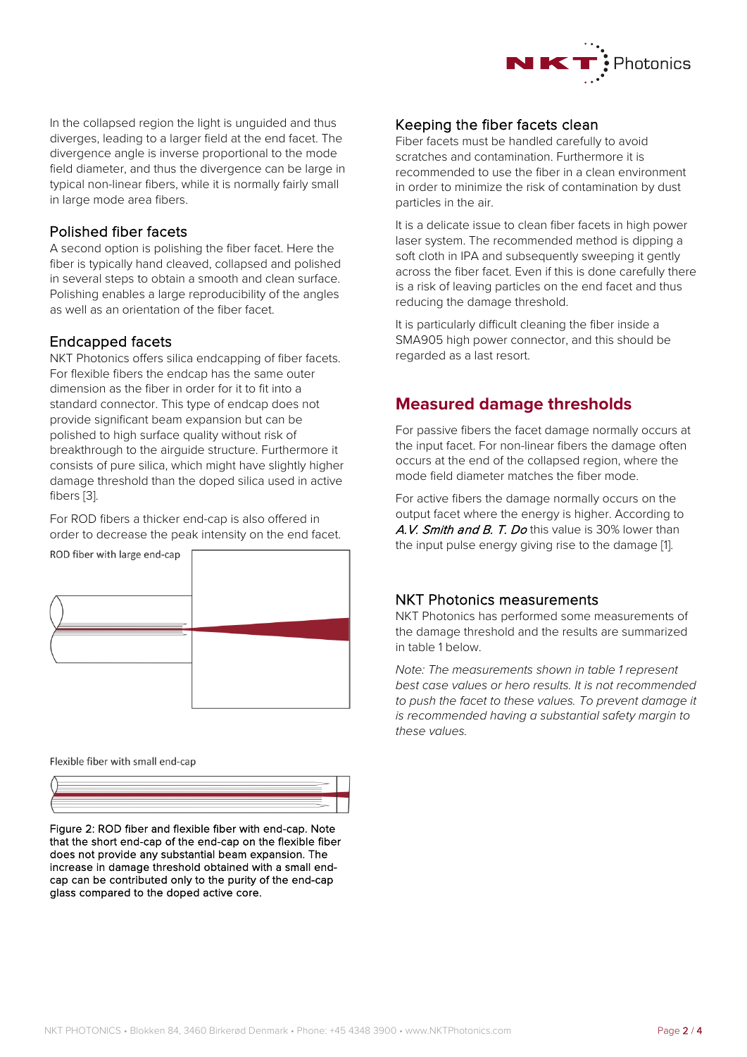In the collapsed region the light is unguided and thus diverges, leading to a larger field at the end facet. The divergence angle is inverse proportional to the mode field diameter, and thus the divergence can be large in typical non-linear fibers, while it is normally fairly small in large mode area fibers.

### Polished fiber facets

A second option is polishing the fiber facet. Here the fiber is typically hand cleaved, collapsed and polished in several steps to obtain a smooth and clean surface. Polishing enables a large reproducibility of the angles as well as an orientation of the fiber facet.

### Endcapped facets

NKT Photonics offers silica endcapping of fiber facets. For flexible fibers the endcap has the same outer dimension as the fiber in order for it to fit into a standard connector. This type of endcap does not provide significant beam expansion but can be polished to high surface quality without risk of breakthrough to the airguide structure. Furthermore it consists of pure silica, which might have slightly higher damage threshold than the doped silica used in active fibers [3].

For ROD fibers a thicker end-cap is also offered in order to decrease the peak intensity on the end facet.

ROD fiber with large end-cap

Flexible fiber with small end-cap

Figure 2: ROD fiber and flexible fiber with end-cap. Note that the short end-cap of the end-cap on the flexible fiber does not provide any substantial beam expansion. The increase in damage threshold obtained with a small end-cap can be contributed only to the purity of the end-cap glass compared to the doped active core.

### Keeping the fiber facets clean

Fiber facets must be handled carefully to avoid scratches and contamination. Furthermore it is recommended to use the fiber in a clean environment in order to minimize the risk of contamination by dust particles in the air.

It is a delicate issue to clean fiber facets in high power laser system. The recommended method is dipping a soft cloth in IPA and subsequently sweeping it gently across the fiber facet. Even if this is done carefully there is a risk of leaving particles on the end facet and thus reducing the damage threshold.

It is particularly difficult cleaning the fiber inside a SMA905 high power connector, and this should be regarded as a last resort.

## Measured damage thresholds

For passive fibers the facet damage normally occurs at the input facet. For non-linear fibers the damage often occurs at the end of the collapsed region, where the mode field diameter matches the fiber mode.

For active fibers the damage normally occurs on the output facet where the energy is higher. According to *A.V. Smith and B. T. Do* this value is 30% lower than the input pulse energy giving rise to the damage [1].

### NKT Photonics measurements

NKT Photonics has performed some measurements of the damage threshold and the results are summarized in table 1 below.

*Note: The measurements shown in table 1 represent best case values or hero results. It is not recommended to push the facet to these values. To prevent damage it is recommended having a substantial safety margin to these values.*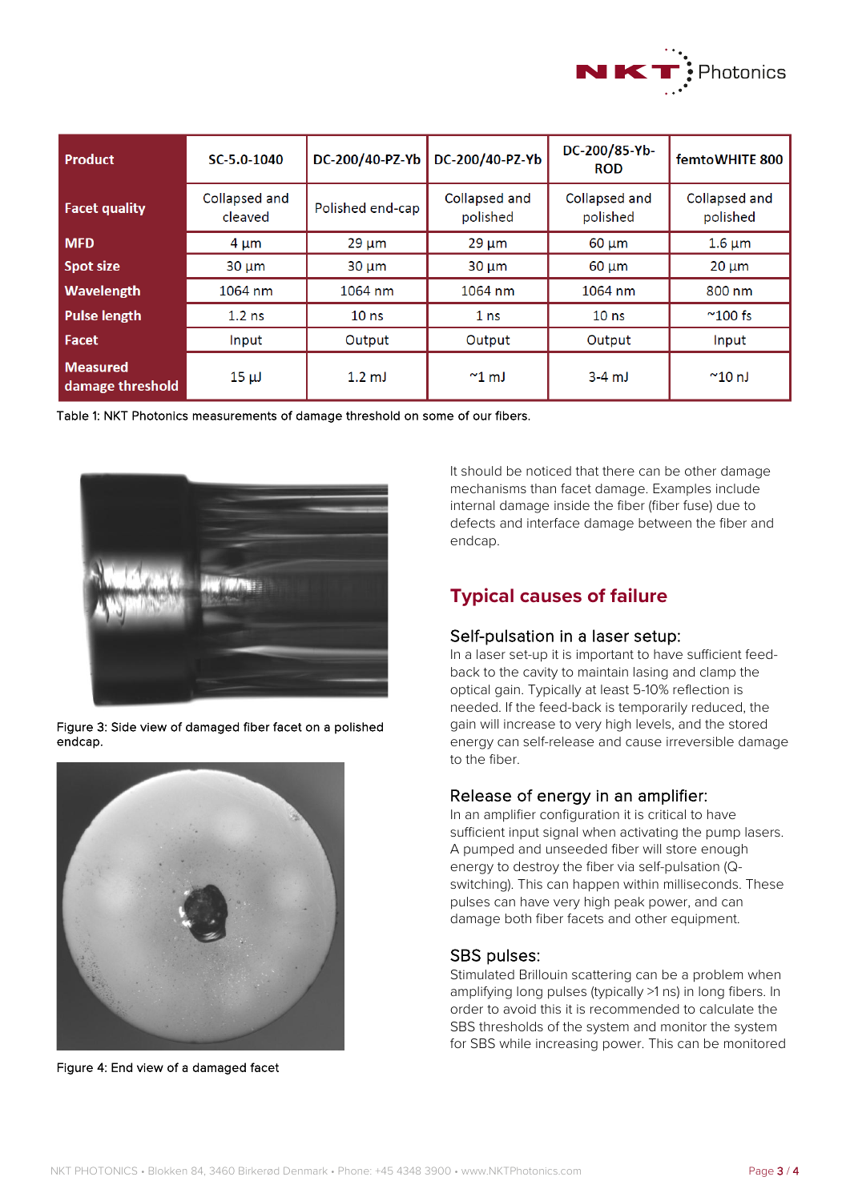| Product | SC-5.0-1040 | DC-200/40-PZ-Yb | DC-200/40-PZ-Yb | DC-200/85-Yb-ROD | femtoWHITE 800 |
|---|---|---|---|---|---|
| Facet quality | Collapsed and cleaved | Polished end-cap | Collapsed and polished | Collapsed and polished | Collapsed and polished |
| MFD | 4 µm | 29 µm | 29 µm | 60 µm | 1.6 µm |
| Spot size | 30 µm | 30 µm | 30 µm | 60 µm | 20 µm |
| Wavelength | 1064 nm | 1064 nm | 1064 nm | 1064 nm | 800 nm |
| Pulse length | 1.2 ns | 10 ns | 1 ns | 10 ns | ~100 fs |
| Facet | Input | Output | Output | Output | Input |
| Measured damage threshold | 15 µJ | 1.2 mJ | ~1 mJ | 3-4 mJ | ~10 nJ |

Table 1: NKT Photonics measurements of damage threshold on some of our fibers.

Figure 3: Side view of damaged fiber facet on a polished endcap.

Figure 4: End view of a damaged facet

It should be noticed that there can be other damage mechanisms than facet damage. Examples include internal damage inside the fiber (fiber fuse) due to defects and interface damage between the fiber and endcap.

## Typical causes of failure

### Self-pulsation in a laser setup:

In a laser set-up it is important to have sufficient feed-back to the cavity to maintain lasing and clamp the optical gain. Typically at least 5-10% reflection is needed. If the feed-back is temporarily reduced, the gain will increase to very high levels, and the stored energy can self-release and cause irreversible damage to the fiber.

### Release of energy in an amplifier:

In an amplifier configuration it is critical to have sufficient input signal when activating the pump lasers. A pumped and unseeded fiber will store enough energy to destroy the fiber via self-pulsation (Q-switching). This can happen within milliseconds. These pulses can have very high peak power, and can damage both fiber facets and other equipment.

### SBS pulses:

Stimulated Brillouin scattering can be a problem when amplifying long pulses (typically >1 ns) in long fibers. In order to avoid this it is recommended to calculate the SBS thresholds of the system and monitor the system for SBS while increasing power. This can be monitored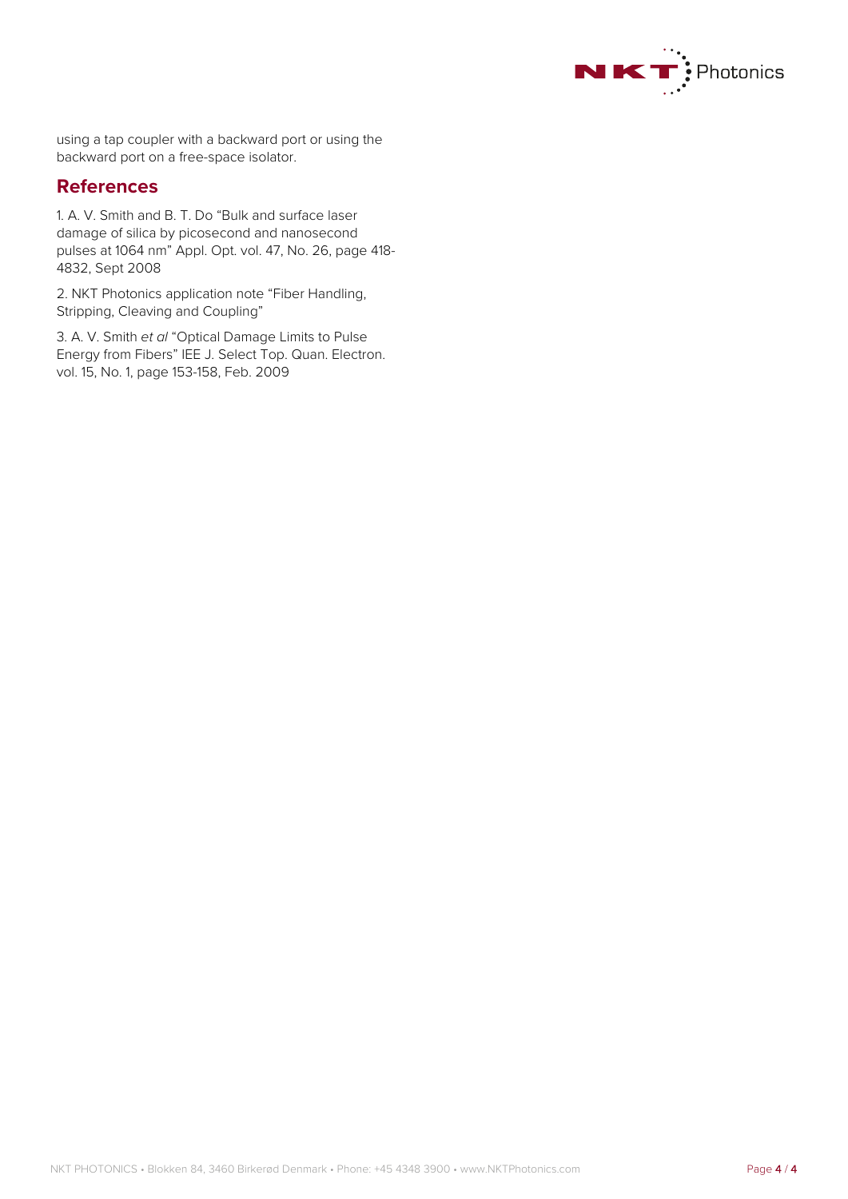using a tap coupler with a backward port or using the backward port on a free-space isolator.

## References

1. A. V. Smith and B. T. Do "Bulk and surface laser damage of silica by picosecond and nanosecond pulses at 1064 nm" Appl. Opt. vol. 47, No. 26, page 418-4832, Sept 2008

2. NKT Photonics application note "Fiber Handling, Stripping, Cleaving and Coupling"

3. A. V. Smith *et al* "Optical Damage Limits to Pulse Energy from Fibers" IEE J. Select Top. Quan. Electron. vol. 15, No. 1, page 153-158, Feb. 2009